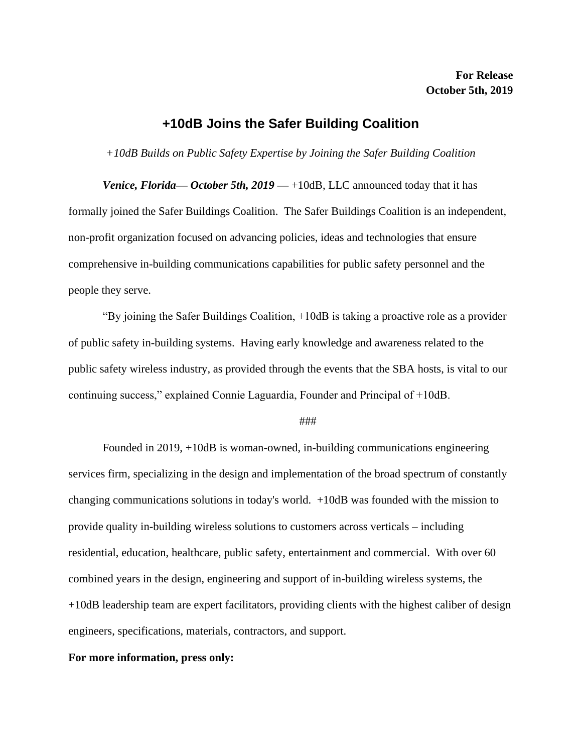**For Release**
**October 5th, 2019**

# +10dB Joins the Safer Building Coalition

*+10dB Builds on Public Safety Expertise by Joining the Safer Building Coalition*

***Venice, Florida— October 5th, 2019 —*** +10dB, LLC announced today that it has formally joined the Safer Buildings Coalition. The Safer Buildings Coalition is an independent, non-profit organization focused on advancing policies, ideas and technologies that ensure comprehensive in-building communications capabilities for public safety personnel and the people they serve.

"By joining the Safer Buildings Coalition, +10dB is taking a proactive role as a provider of public safety in-building systems. Having early knowledge and awareness related to the public safety wireless industry, as provided through the events that the SBA hosts, is vital to our continuing success," explained Connie Laguardia, Founder and Principal of +10dB.

###

Founded in 2019, +10dB is woman-owned, in-building communications engineering services firm, specializing in the design and implementation of the broad spectrum of constantly changing communications solutions in today's world. +10dB was founded with the mission to provide quality in-building wireless solutions to customers across verticals – including residential, education, healthcare, public safety, entertainment and commercial. With over 60 combined years in the design, engineering and support of in-building wireless systems, the +10dB leadership team are expert facilitators, providing clients with the highest caliber of design engineers, specifications, materials, contractors, and support.

**For more information, press only:**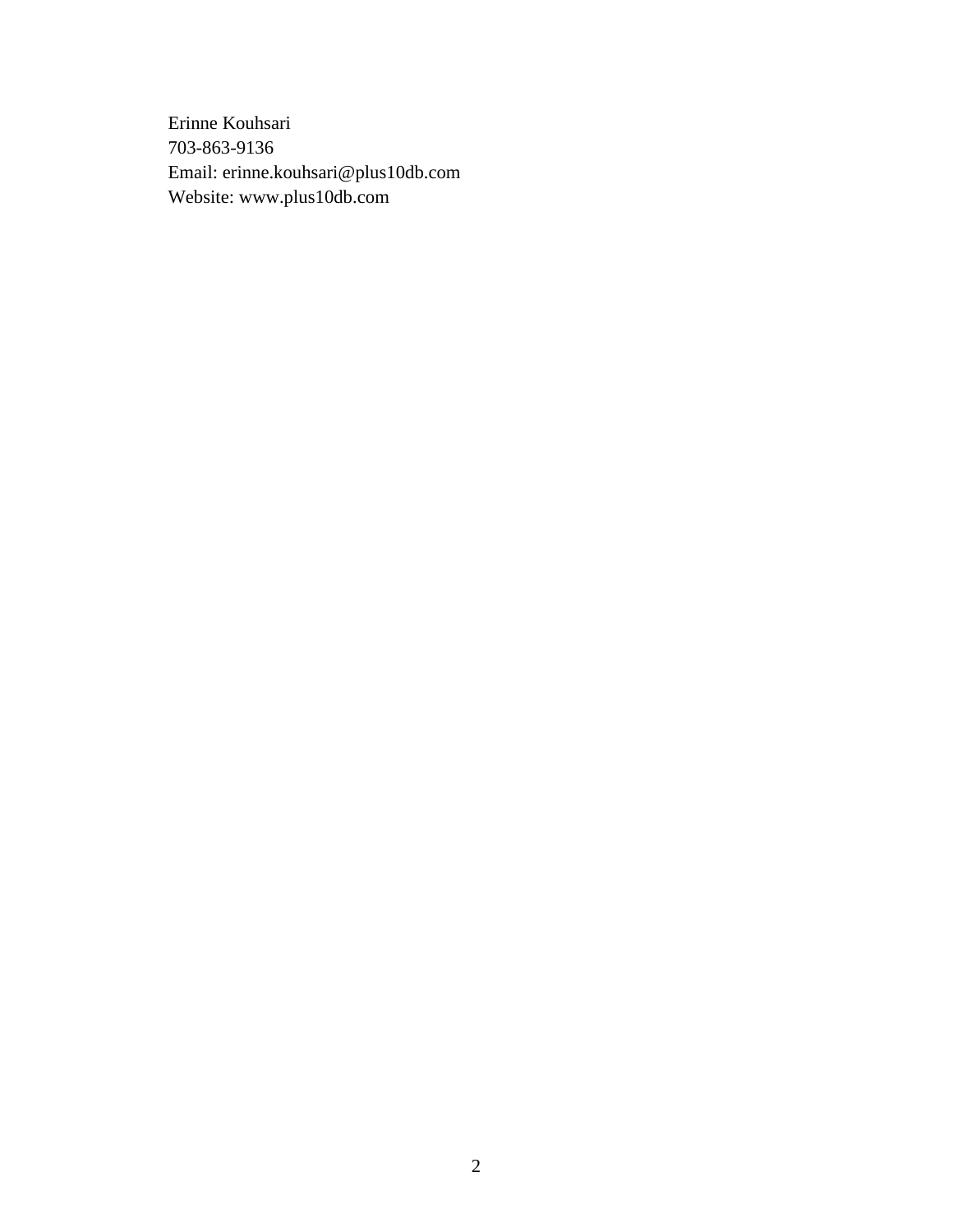Erinne Kouhsari
703-863-9136
Email: erinne.kouhsari@plus10db.com
Website: www.plus10db.com